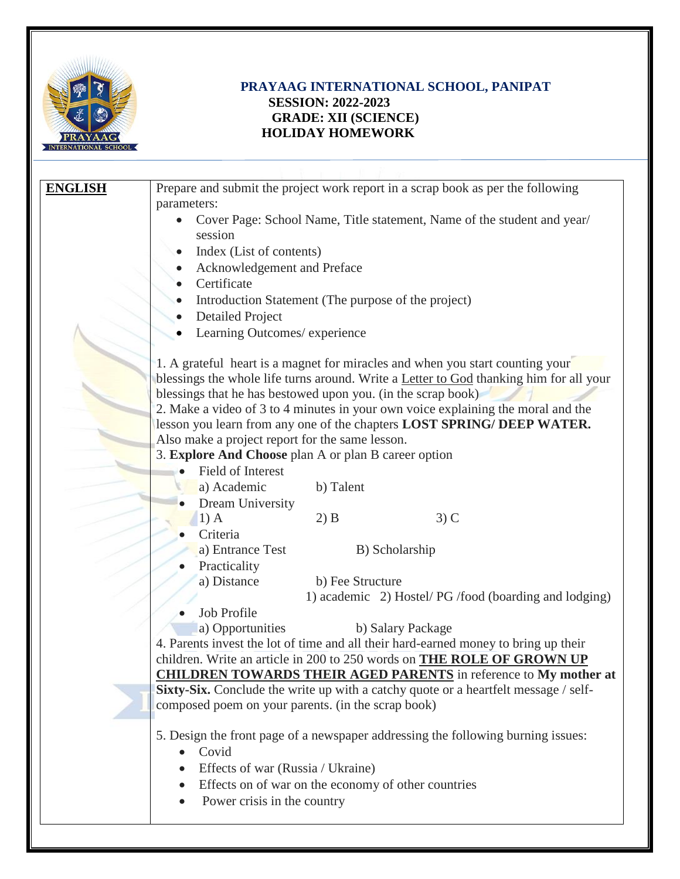# PRAYAAG INTERNATIONAL SCHOOL, PANIPAT

**SESSION: 2022-2023**

**GRADE: XII (SCIENCE)**

**HOLIDAY HOMEWORK**

| **ENGLISH** | Prepare and submit the project work report in a scrap book as per the following parameters:<br>• Cover Page: School Name, Title statement, Name of the student and year/ session<br>• Index (List of contents)<br>• Acknowledgement and Preface<br>• Certificate<br>• Introduction Statement (The purpose of the project)<br>• Detailed Project<br>• Learning Outcomes/ experience<br><br>1. A grateful heart is a magnet for miracles and when you start counting your blessings the whole life turns around. Write a <u>Letter to God</u> thanking him for all your blessings that he has bestowed upon you. (in the scrap book)<br>2. Make a video of 3 to 4 minutes in your own voice explaining the moral and the lesson you learn from any one of the chapters **LOST SPRING/ DEEP WATER.** Also make a project report for the same lesson.<br>3. **Explore And Choose** plan A or plan B career option<br>• Field of Interest<br>a) Academic b) Talent<br>• Dream University<br>1) A 2) B 3) C<br>• Criteria<br>a) Entrance Test B) Scholarship<br>• Practicality<br>a) Distance b) Fee Structure<br>1) academic 2) Hostel/ PG /food (boarding and lodging)<br>• Job Profile<br>a) Opportunities b) Salary Package<br>4. Parents invest the lot of time and all their hard-earned money to bring up their children. Write an article in 200 to 250 words on **<u>THE ROLE OF GROWN UP CHILDREN TOWARDS THEIR AGED PARENTS</u>** in reference to **My mother at Sixty-Six.** Conclude the write up with a catchy quote or a heartfelt message / self-composed poem on your parents. (in the scrap book)<br><br>5. Design the front page of a newspaper addressing the following burning issues:<br>• Covid<br>• Effects of war (Russia / Ukraine)<br>• Effects on of war on the economy of other countries<br>• Power crisis in the country |
|---|---|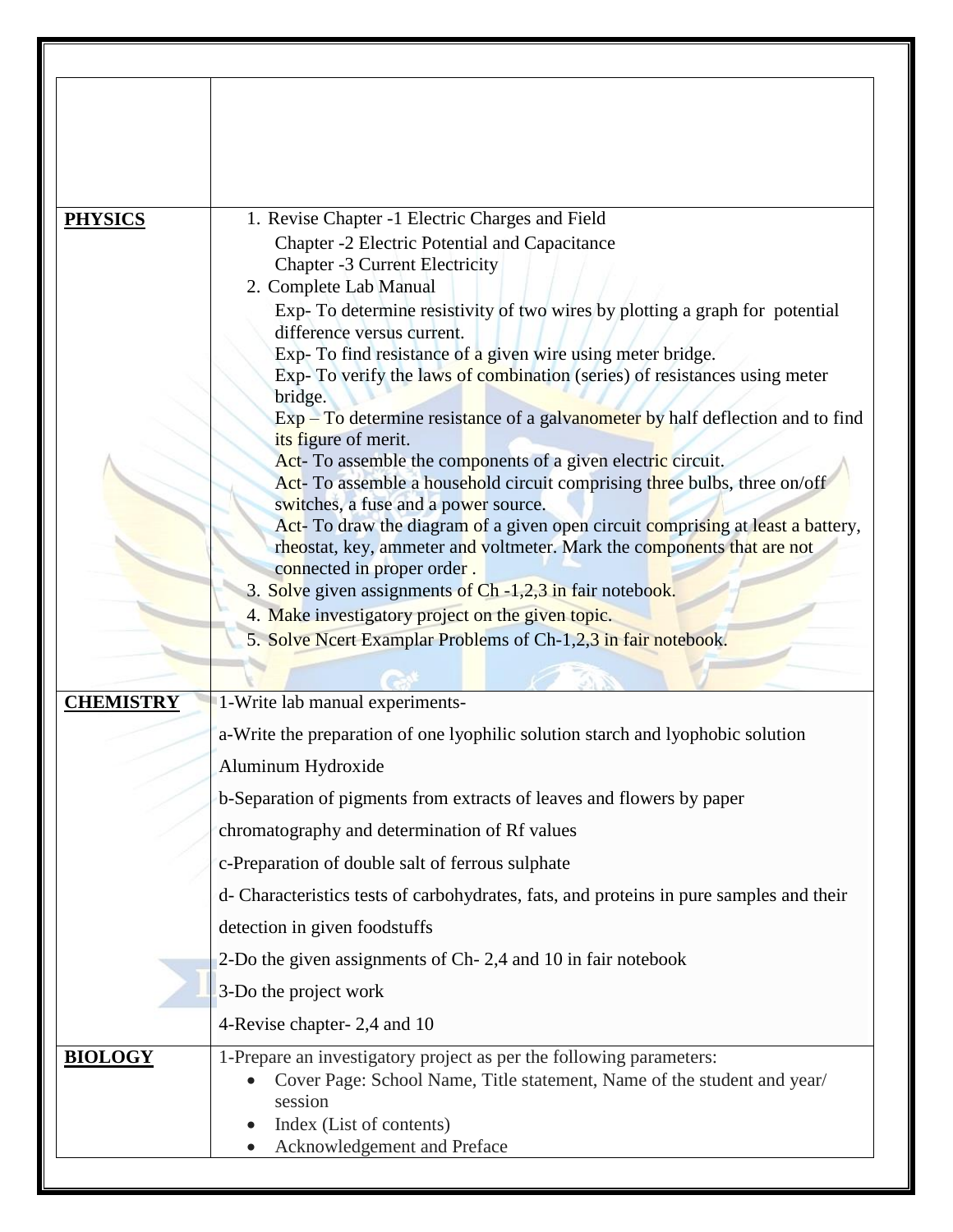| | |
|---|---|
| | |
| **PHYSICS** | 1. Revise Chapter -1 Electric Charges and Field<br>Chapter -2 Electric Potential and Capacitance<br>Chapter -3 Current Electricity<br>2. Complete Lab Manual<br>Exp- To determine resistivity of two wires by plotting a graph for potential difference versus current.<br>Exp- To find resistance of a given wire using meter bridge.<br>Exp- To verify the laws of combination (series) of resistances using meter bridge.<br>Exp – To determine resistance of a galvanometer by half deflection and to find its figure of merit.<br>Act- To assemble the components of a given electric circuit.<br>Act- To assemble a household circuit comprising three bulbs, three on/off switches, a fuse and a power source.<br>Act- To draw the diagram of a given open circuit comprising at least a battery, rheostat, key, ammeter and voltmeter. Mark the components that are not connected in proper order .<br>3. Solve given assignments of Ch -1,2,3 in fair notebook.<br>4. Make investigatory project on the given topic.<br>5. Solve Ncert Examplar Problems of Ch-1,2,3 in fair notebook. |
| **CHEMISTRY** | 1-Write lab manual experiments-<br>a-Write the preparation of one lyophilic solution starch and lyophobic solution Aluminum Hydroxide<br>b-Separation of pigments from extracts of leaves and flowers by paper chromatography and determination of Rf values<br>c-Preparation of double salt of ferrous sulphate<br>d- Characteristics tests of carbohydrates, fats, and proteins in pure samples and their detection in given foodstuffs<br>2-Do the given assignments of Ch- 2,4 and 10 in fair notebook<br>3-Do the project work<br>4-Revise chapter- 2,4 and 10 |
| **BIOLOGY** | 1-Prepare an investigatory project as per the following parameters:<br>• Cover Page: School Name, Title statement, Name of the student and year/ session<br>• Index (List of contents)<br>• Acknowledgement and Preface |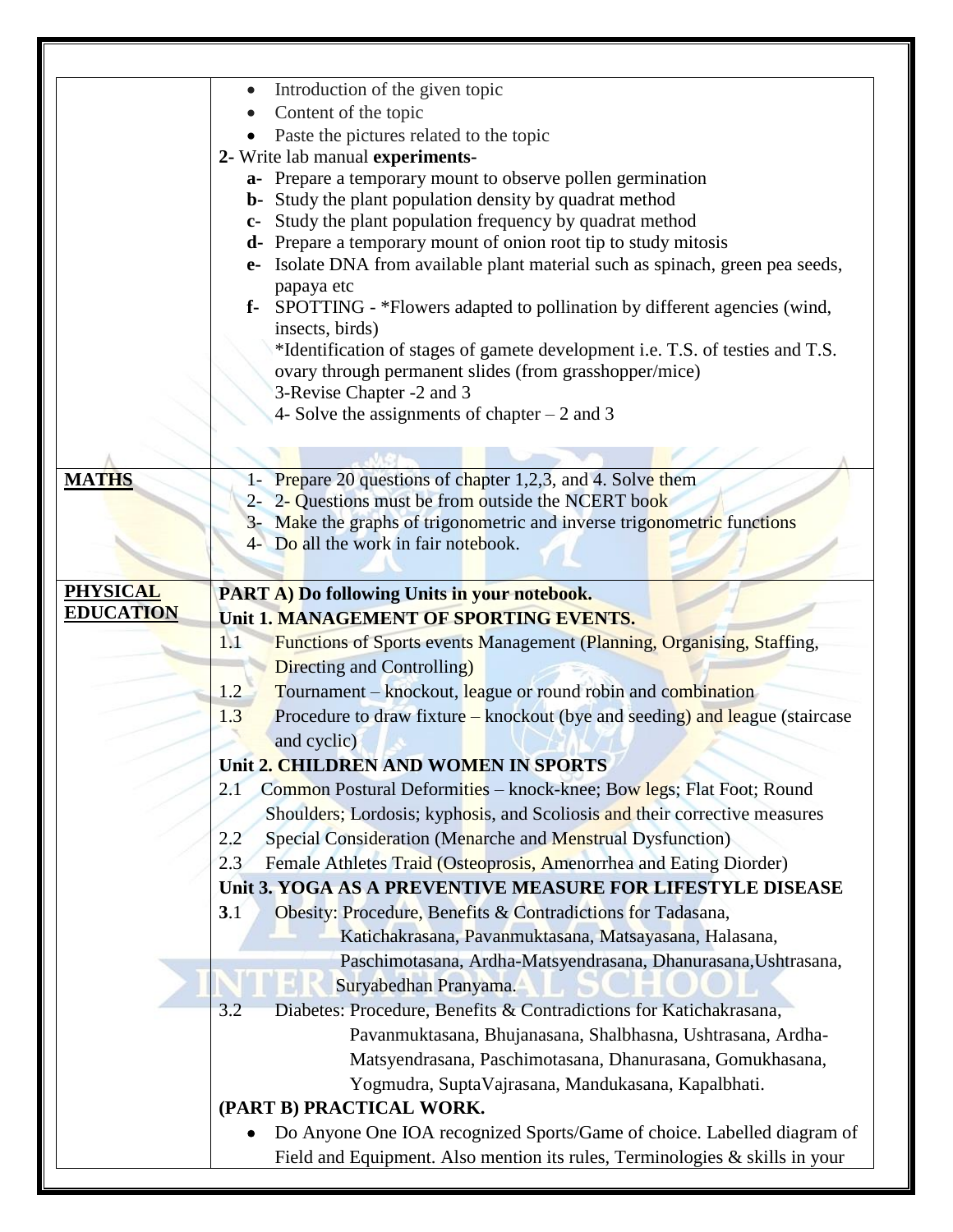|  |  |
| --- | --- |
|  | • Introduction of the given topic<br>• Content of the topic<br>• Paste the pictures related to the topic<br>**2-** Write lab manual **experiments-**<br>**a-** Prepare a temporary mount to observe pollen germination<br>**b-** Study the plant population density by quadrat method<br>**c-** Study the plant population frequency by quadrat method<br>**d-** Prepare a temporary mount of onion root tip to study mitosis<br>**e-** Isolate DNA from available plant material such as spinach, green pea seeds, papaya etc<br>**f-** SPOTTING - *Flowers adapted to pollination by different agencies (wind, insects, birds)<br>*Identification of stages of gamete development i.e. T.S. of testies and T.S. ovary through permanent slides (from grasshopper/mice)<br>3-Revise Chapter -2 and 3<br>4- Solve the assignments of chapter – 2 and 3 |
| **MATHS** | 1- Prepare 20 questions of chapter 1,2,3, and 4. Solve them<br>2- 2- Questions must be from outside the NCERT book<br>3- Make the graphs of trigonometric and inverse trigonometric functions<br>4- Do all the work in fair notebook. |
| **PHYSICAL EDUCATION** | **PART A) Do following Units in your notebook.**<br>**Unit 1. MANAGEMENT OF SPORTING EVENTS.**<br>1.1 Functions of Sports events Management (Planning, Organising, Staffing, Directing and Controlling)<br>1.2 Tournament – knockout, league or round robin and combination<br>1.3 Procedure to draw fixture – knockout (bye and seeding) and league (staircase and cyclic)<br>**Unit 2. CHILDREN AND WOMEN IN SPORTS**<br>2.1 Common Postural Deformities – knock-knee; Bow legs; Flat Foot; Round Shoulders; Lordosis; kyphosis, and Scoliosis and their corrective measures<br>2.2 Special Consideration (Menarche and Menstrual Dysfunction)<br>2.3 Female Athletes Traid (Osteoprosis, Amenorrhea and Eating Diorder)<br>**Unit 3. YOGA AS A PREVENTIVE MEASURE FOR LIFESTYLE DISEASE**<br>**3**.1 Obesity: Procedure, Benefits & Contradictions for Tadasana, Katichakrasana, Pavanmuktasana, Matsayasana, Halasana, Paschimotasana, Ardha-Matsyendrasana, Dhanurasana,Ushtrasana, Suryabedhan Pranyama.<br>3.2 Diabetes: Procedure, Benefits & Contradictions for Katichakrasana, Pavanmuktasana, Bhujanasana, Shalbhasna, Ushtrasana, Ardha-Matsyendrasana, Paschimotasana, Dhanurasana, Gomukhasana, Yogmudra, SuptaVajrasana, Mandukasana, Kapalbhati.<br>**(PART B) PRACTICAL WORK.**<br>• Do Anyone One IOA recognized Sports/Game of choice. Labelled diagram of Field and Equipment. Also mention its rules, Terminologies & skills in your |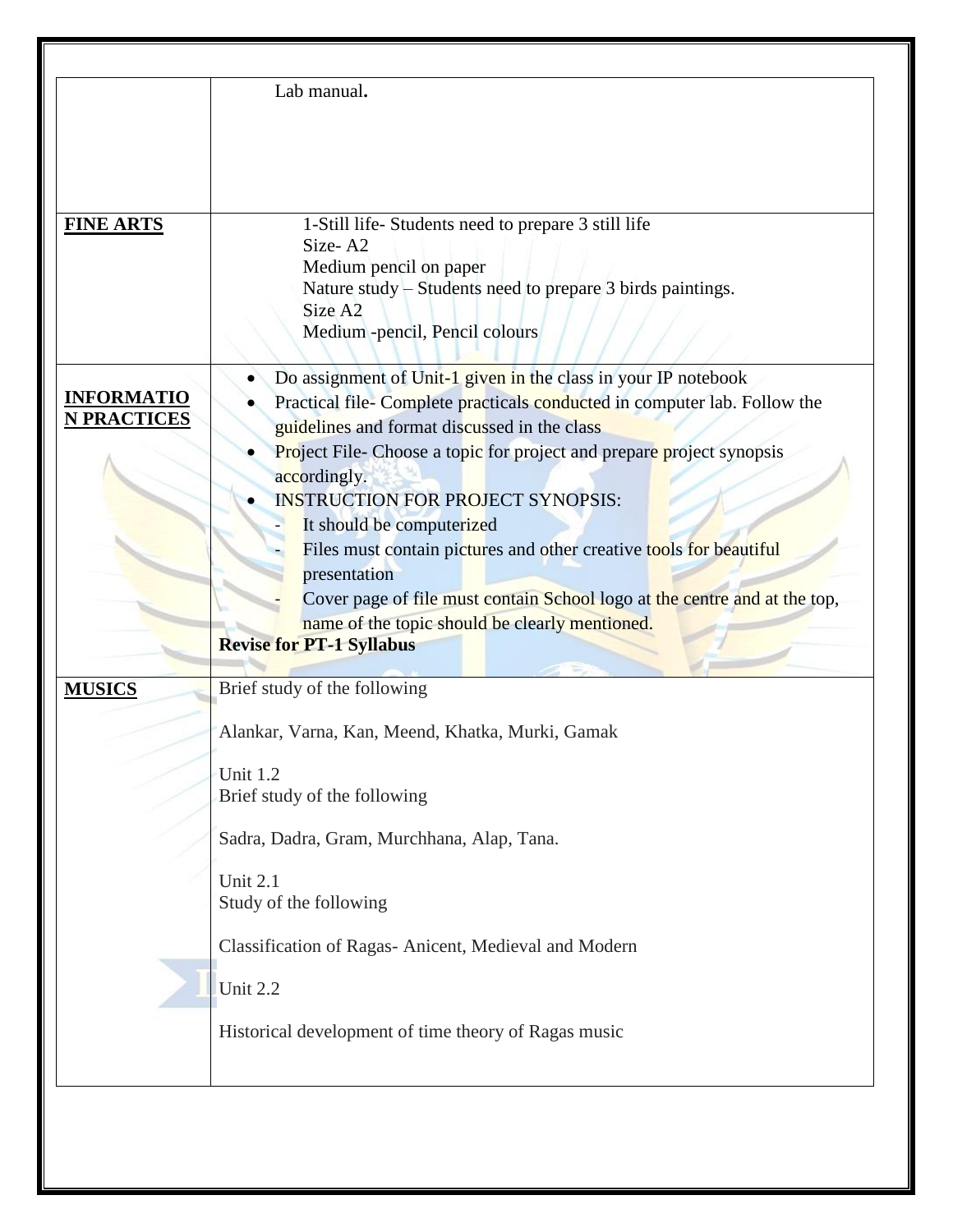| | |
|---|---|
| | Lab manual. |
| **FINE ARTS** | 1-Still life- Students need to prepare 3 still life<br>Size- A2<br>Medium pencil on paper<br>Nature study – Students need to prepare 3 birds paintings.<br>Size A2<br>Medium -pencil, Pencil colours |
| **INFORMATION PRACTICES** | • Do assignment of Unit-1 given in the class in your IP notebook<br>• Practical file- Complete practicals conducted in computer lab. Follow the guidelines and format discussed in the class<br>• Project File- Choose a topic for project and prepare project synopsis accordingly.<br>• INSTRUCTION FOR PROJECT SYNOPSIS:<br>- It should be computerized<br>- Files must contain pictures and other creative tools for beautiful presentation<br>- Cover page of file must contain School logo at the centre and at the top, name of the topic should be clearly mentioned.<br>**Revise for PT-1 Syllabus** |
| **MUSICS** | Brief study of the following<br><br>Alankar, Varna, Kan, Meend, Khatka, Murki, Gamak<br><br>Unit 1.2<br>Brief study of the following<br><br>Sadra, Dadra, Gram, Murchhana, Alap, Tana.<br><br>Unit 2.1<br>Study of the following<br><br>Classification of Ragas- Anicent, Medieval and Modern<br><br>Unit 2.2<br><br>Historical development of time theory of Ragas music |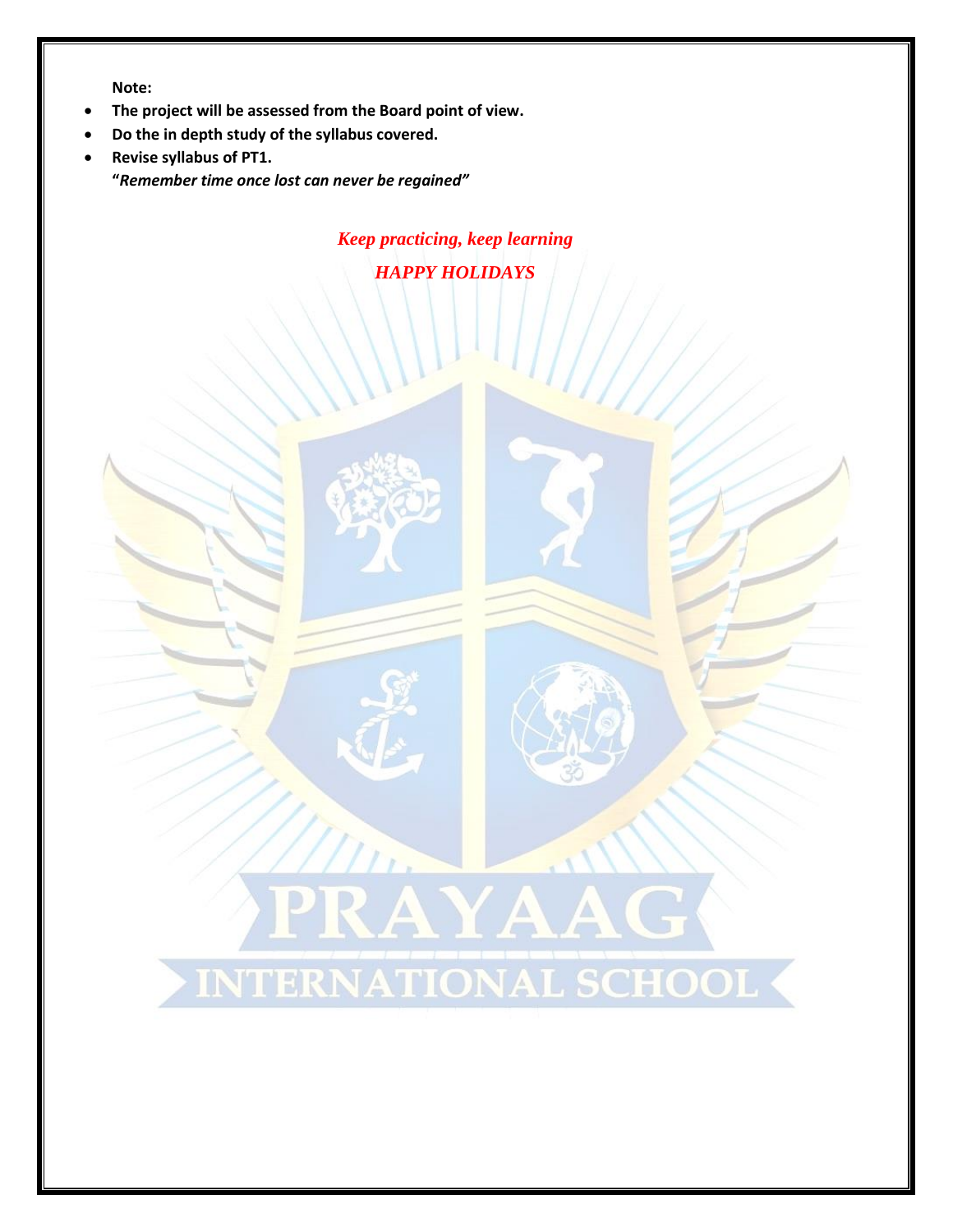**Note:**

- **The project will be assessed from the Board point of view.**
- **Do the in depth study of the syllabus covered.**
- **Revise syllabus of PT1.**

**"*Remember time once lost can never be regained"***

***Keep practicing, keep learning***

***HAPPY HOLIDAYS***